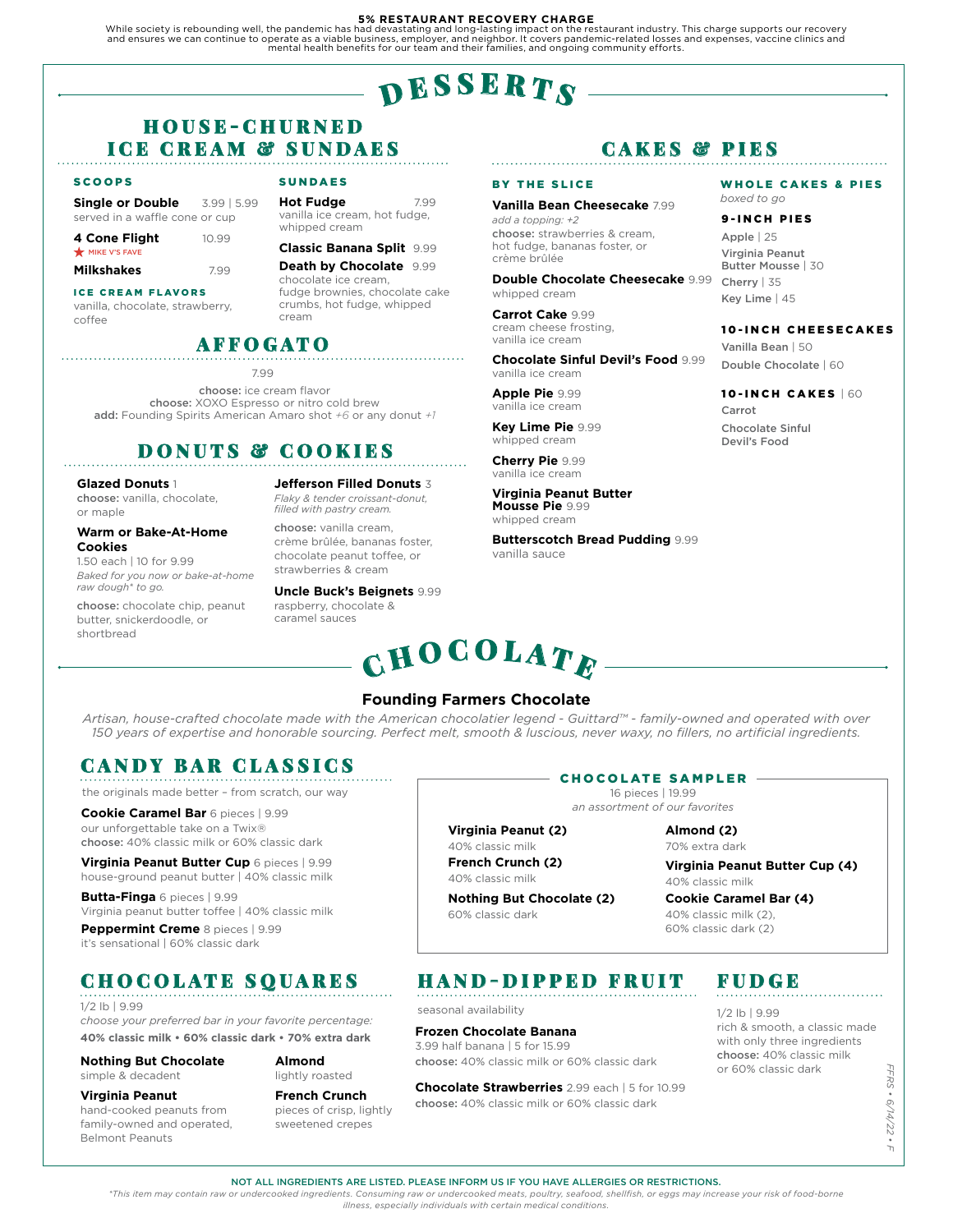**5% RESTAURANT RECOVERY CHARGE**

While society is rebounding well, the pandemic has had devastating and long-lasting impact on the restaurant industry. This charge supports our recovery and ensures we can continue to operate as a viable business, employer, and neighbor. It covers pandemic-related losses and expenses, vaccine clinics and mental health benefits for our team and their families, and ongoing community efforts.

# DESSERTS

## HOUSE-CHURNED ICE CREAM & SUNDAES

### SCOOPS

**Single or Double** 3.99 | 5.99
served in a waffle cone or cup

**4 Cone Flight** 10.99
★ MIKE V'S FAVE

**Milkshakes** 7.99

### ICE CREAM FLAVORS

vanilla, chocolate, strawberry, coffee

### SUNDAES

**Hot Fudge** 7.99
vanilla ice cream, hot fudge, whipped cream

**Classic Banana Split** 9.99

**Death by Chocolate** 9.99
chocolate ice cream, fudge brownies, chocolate cake crumbs, hot fudge, whipped cream

## AFFOGATO

7.99

**choose:** ice cream flavor
**choose:** XOXO Espresso or nitro cold brew
**add:** Founding Spirits American Amaro shot *+6* or any donut *+1*

## DONUTS & COOKIES

**Glazed Donuts** 1
**choose:** vanilla, chocolate, or maple

**Warm or Bake-At-Home Cookies**
1.50 each | 10 for 9.99
*Baked for you now or bake-at-home raw dough* to go.*

**choose:** chocolate chip, peanut butter, snickerdoodle, or shortbread

**Jefferson Filled Donuts** 3
*Flaky & tender croissant-donut, filled with pastry cream.*

**choose:** vanilla cream, crème brûlée, bananas foster, chocolate peanut toffee, or strawberries & cream

**Uncle Buck's Beignets** 9.99
raspberry, chocolate & caramel sauces

## CAKES & PIES

### BY THE SLICE

**Vanilla Bean Cheesecake** 7.99
*add a topping: +2*
**choose:** strawberries & cream, hot fudge, bananas foster, or crème brûlée

**Double Chocolate Cheesecake** 9.99
whipped cream

**Carrot Cake** 9.99
cream cheese frosting, vanilla ice cream

**Chocolate Sinful Devil's Food** 9.99
vanilla ice cream

**Apple Pie** 9.99
vanilla ice cream

**Key Lime Pie** 9.99
whipped cream

**Cherry Pie** 9.99
vanilla ice cream

**Virginia Peanut Butter Mousse Pie** 9.99
whipped cream

**Butterscotch Bread Pudding** 9.99
vanilla sauce

### WHOLE CAKES & PIES

*boxed to go*

#### 9-INCH PIES

Apple | 25
Virginia Peanut Butter Mousse | 30
Cherry | 35
Key Lime | 45

#### 10-INCH CHEESECAKES

Vanilla Bean | 50
Double Chocolate | 60

#### 10-INCH CAKES | 60

Carrot
Chocolate Sinful Devil's Food

# CHOCOLATE

## Founding Farmers Chocolate

*Artisan, house-crafted chocolate made with the American chocolatier legend - Guittard™ - family-owned and operated with over 150 years of expertise and honorable sourcing. Perfect melt, smooth & luscious, never waxy, no fillers, no artificial ingredients.*

## CANDY BAR CLASSICS

the originals made better – from scratch, our way

**Cookie Caramel Bar** 6 pieces | 9.99
our unforgettable take on a Twix®
**choose:** 40% classic milk or 60% classic dark

**Virginia Peanut Butter Cup** 6 pieces | 9.99
house-ground peanut butter | 40% classic milk

**Butta-Finga** 6 pieces | 9.99
Virginia peanut butter toffee | 40% classic milk

**Peppermint Creme** 8 pieces | 9.99
it's sensational | 60% classic dark

### CHOCOLATE SAMPLER

16 pieces | 19.99
*an assortment of our favorites*

**Virginia Peanut (2)**
40% classic milk

**French Crunch (2)**
40% classic milk

**Nothing But Chocolate (2)**
60% classic dark

**Almond (2)**
70% extra dark

**Virginia Peanut Butter Cup (4)**
40% classic milk

**Cookie Caramel Bar (4)**
40% classic milk (2), 60% classic dark (2)

## CHOCOLATE SQUARES

1/2 lb | 9.99
*choose your preferred bar in your favorite percentage:*
**40% classic milk • 60% classic dark • 70% extra dark**

**Nothing But Chocolate**
simple & decadent

**Virginia Peanut**
hand-cooked peanuts from family-owned and operated, Belmont Peanuts

**Almond**
lightly roasted

**French Crunch**
pieces of crisp, lightly sweetened crepes

## HAND-DIPPED FRUIT

seasonal availability

**Frozen Chocolate Banana**
3.99 half banana | 5 for 15.99
**choose:** 40% classic milk or 60% classic dark

**Chocolate Strawberries** 2.99 each | 5 for 10.99
**choose:** 40% classic milk or 60% classic dark

## FUDGE

1/2 lb | 9.99
rich & smooth, a classic made with only three ingredients
**choose:** 40% classic milk or 60% classic dark

FFRS • 6/14/22 • F

**NOT ALL INGREDIENTS ARE LISTED. PLEASE INFORM US IF YOU HAVE ALLERGIES OR RESTRICTIONS.**

*\*This item may contain raw or undercooked ingredients. Consuming raw or undercooked meats, poultry, seafood, shellfish, or eggs may increase your risk of food-borne illness, especially individuals with certain medical conditions.*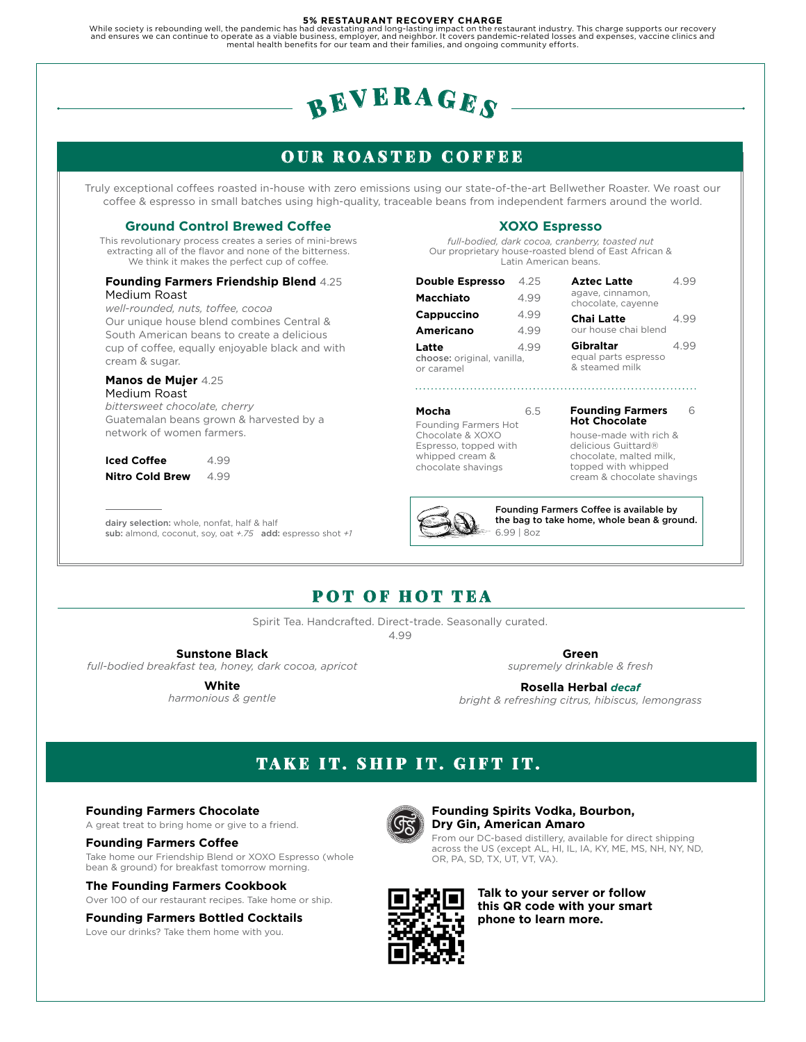**5% RESTAURANT RECOVERY CHARGE**
While society is rebounding well, the pandemic has had devastating and long-lasting impact on the restaurant industry. This charge supports our recovery and ensures we can continue to operate as a viable business, employer, and neighbor. It covers pandemic-related losses and expenses, vaccine clinics and mental health benefits for our team and their families, and ongoing community efforts.

# BEVERAGES

## OUR ROASTED COFFEE

Truly exceptional coffees roasted in-house with zero emissions using our state-of-the-art Bellwether Roaster. We roast our coffee & espresso in small batches using high-quality, traceable beans from independent farmers around the world.

### Ground Control Brewed Coffee

This revolutionary process creates a series of mini-brews extracting all of the flavor and none of the bitterness. We think it makes the perfect cup of coffee.

**Founding Farmers Friendship Blend** 4.25
Medium Roast
*well-rounded, nuts, toffee, cocoa*
Our unique house blend combines Central & South American beans to create a delicious cup of coffee, equally enjoyable black and with cream & sugar.

**Manos de Mujer** 4.25
Medium Roast
*bittersweet chocolate, cherry*
Guatemalan beans grown & harvested by a network of women farmers.

**Iced Coffee** 4.99
**Nitro Cold Brew** 4.99

**dairy selection:** whole, nonfat, half & half
**sub:** almond, coconut, soy, oat *+.75* **add:** espresso shot *+1*

### XOXO Espresso

*full-bodied, dark cocoa, cranberry, toasted nut*
Our proprietary house-roasted blend of East African & Latin American beans.

**Double Espresso** 4.25
**Macchiato** 4.99
**Cappuccino** 4.99
**Americano** 4.99
**Latte** 4.99
**choose:** original, vanilla, or caramel

**Aztec Latte** 4.99
agave, cinnamon, chocolate, cayenne

**Chai Latte** 4.99
our house chai blend

**Gibraltar** 4.99
equal parts espresso & steamed milk

**Mocha** 6.5
Founding Farmers Hot Chocolate & XOXO Espresso, topped with whipped cream & chocolate shavings

**Founding Farmers Hot Chocolate** 6
house-made with rich & delicious Guittard® chocolate, malted milk, topped with whipped cream & chocolate shavings

**Founding Farmers Coffee is available by the bag to take home, whole bean & ground.**
6.99 | 8oz

## POT OF HOT TEA

Spirit Tea. Handcrafted. Direct-trade. Seasonally curated.
4.99

**Sunstone Black**
*full-bodied breakfast tea, honey, dark cocoa, apricot*

**White**
*harmonious & gentle*

**Green**
*supremely drinkable & fresh*

**Rosella Herbal** ***decaf***
*bright & refreshing citrus, hibiscus, lemongrass*

## TAKE IT. SHIP IT. GIFT IT.

**Founding Farmers Chocolate**
A great treat to bring home or give to a friend.

**Founding Farmers Coffee**
Take home our Friendship Blend or XOXO Espresso (whole bean & ground) for breakfast tomorrow morning.

**The Founding Farmers Cookbook**
Over 100 of our restaurant recipes. Take home or ship.

**Founding Farmers Bottled Cocktails**
Love our drinks? Take them home with you.

**Founding Spirits Vodka, Bourbon, Dry Gin, American Amaro**
From our DC-based distillery, available for direct shipping across the US (except AL, HI, IL, IA, KY, ME, MS, NH, NY, ND, OR, PA, SD, TX, UT, VT, VA).

**Talk to your server or follow this QR code with your smart phone to learn more.**